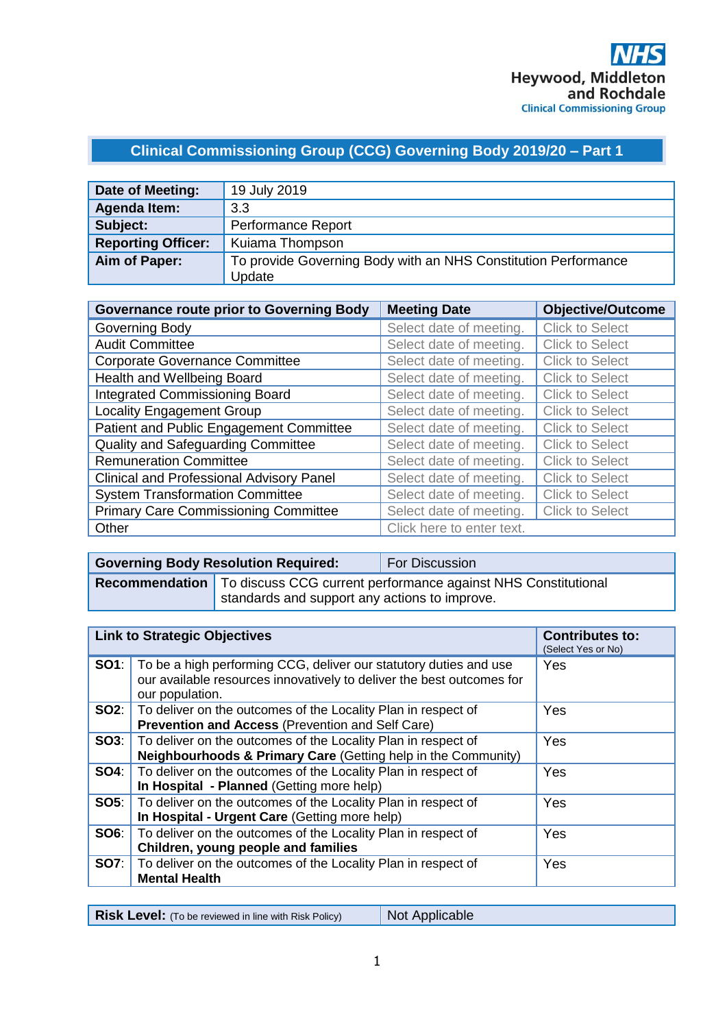NHS
Heywood, Middleton and Rochdale
Clinical Commissioning Group

# Clinical Commissioning Group (CCG) Governing Body 2019/20 – Part 1

| **Date of Meeting:** | 19 July 2019 |
|---|---|
| **Agenda Item:** | 3.3 |
| **Subject:** | Performance Report |
| **Reporting Officer:** | Kuiama Thompson |
| **Aim of Paper:** | To provide Governing Body with an NHS Constitution Performance Update |

| **Governance route prior to Governing Body** | **Meeting Date** | **Objective/Outcome** |
|---|---|---|
| Governing Body | Select date of meeting. | Click to Select |
| Audit Committee | Select date of meeting. | Click to Select |
| Corporate Governance Committee | Select date of meeting. | Click to Select |
| Health and Wellbeing Board | Select date of meeting. | Click to Select |
| Integrated Commissioning Board | Select date of meeting. | Click to Select |
| Locality Engagement Group | Select date of meeting. | Click to Select |
| Patient and Public Engagement Committee | Select date of meeting. | Click to Select |
| Quality and Safeguarding Committee | Select date of meeting. | Click to Select |
| Remuneration Committee | Select date of meeting. | Click to Select |
| Clinical and Professional Advisory Panel | Select date of meeting. | Click to Select |
| System Transformation Committee | Select date of meeting. | Click to Select |
| Primary Care Commissioning Committee | Select date of meeting. | Click to Select |
| Other | Click here to enter text. | |

| **Governing Body Resolution Required:** | For Discussion |
|---|---|
| **Recommendation** | To discuss CCG current performance against NHS Constitutional standards and support any actions to improve. |

| **Link to Strategic Objectives** | | **Contributes to:** (Select Yes or No) |
|---|---|---|
| **SO1**: | To be a high performing CCG, deliver our statutory duties and use our available resources innovatively to deliver the best outcomes for our population. | Yes |
| **SO2**: | To deliver on the outcomes of the Locality Plan in respect of **Prevention and Access** (Prevention and Self Care) | Yes |
| **SO3**: | To deliver on the outcomes of the Locality Plan in respect of **Neighbourhoods & Primary Care** (Getting help in the Community) | Yes |
| **SO4**: | To deliver on the outcomes of the Locality Plan in respect of **In Hospital - Planned** (Getting more help) | Yes |
| **SO5**: | To deliver on the outcomes of the Locality Plan in respect of **In Hospital - Urgent Care** (Getting more help) | Yes |
| **SO6**: | To deliver on the outcomes of the Locality Plan in respect of **Children, young people and families** | Yes |
| **SO7**: | To deliver on the outcomes of the Locality Plan in respect of **Mental Health** | Yes |

| **Risk Level:** (To be reviewed in line with Risk Policy) | Not Applicable |
|---|---|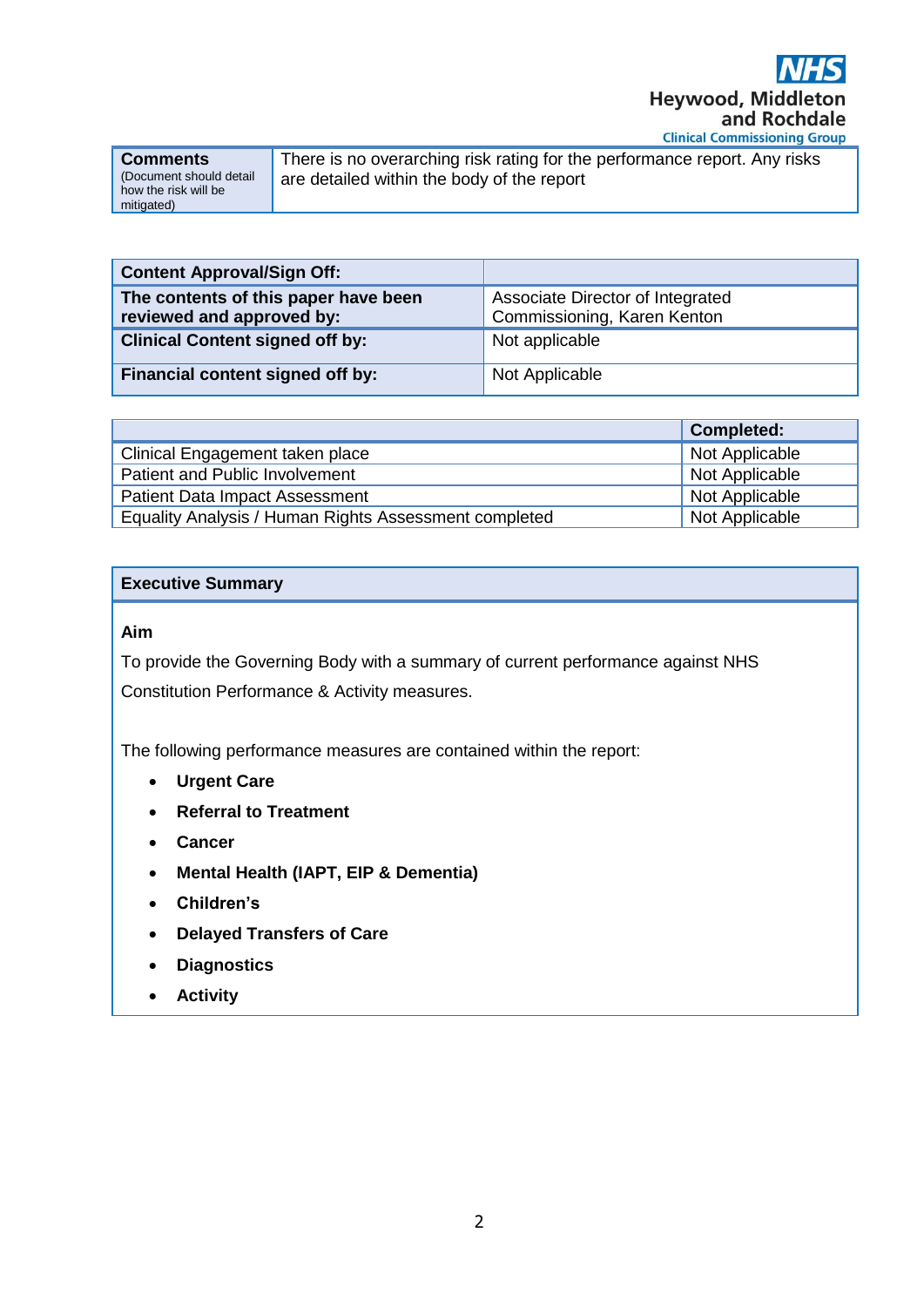| **Comments** (Document should detail how the risk will be mitigated) | There is no overarching risk rating for the performance report. Any risks are detailed within the body of the report |
|---|---|

| **Content Approval/Sign Off:** | |
|---|---|
| **The contents of this paper have been reviewed and approved by:** | Associate Director of Integrated Commissioning, Karen Kenton |
| **Clinical Content signed off by:** | Not applicable |
| **Financial content signed off by:** | Not Applicable |

| | **Completed:** |
|---|---|
| Clinical Engagement taken place | Not Applicable |
| Patient and Public Involvement | Not Applicable |
| Patient Data Impact Assessment | Not Applicable |
| Equality Analysis / Human Rights Assessment completed | Not Applicable |

## Executive Summary

**Aim**

To provide the Governing Body with a summary of current performance against NHS Constitution Performance & Activity measures.

The following performance measures are contained within the report:

- **Urgent Care**
- **Referral to Treatment**
- **Cancer**
- **Mental Health (IAPT, EIP & Dementia)**
- **Children's**
- **Delayed Transfers of Care**
- **Diagnostics**
- **Activity**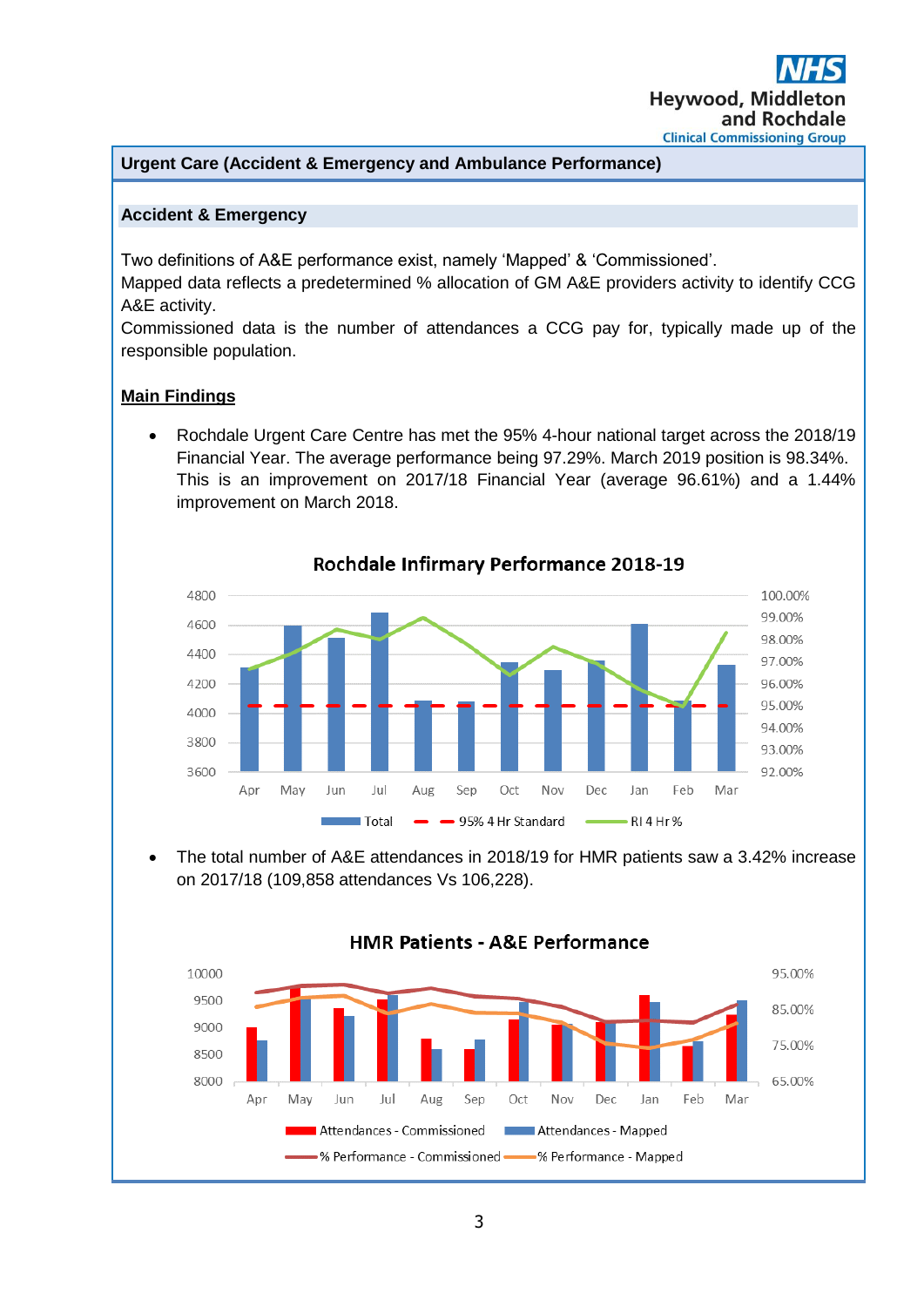## Urgent Care (Accident & Emergency and Ambulance Performance)

### Accident & Emergency

Two definitions of A&E performance exist, namely 'Mapped' & 'Commissioned'.
Mapped data reflects a predetermined % allocation of GM A&E providers activity to identify CCG A&E activity.
Commissioned data is the number of attendances a CCG pay for, typically made up of the responsible population.

**Main Findings**

- Rochdale Urgent Care Centre has met the 95% 4-hour national target across the 2018/19 Financial Year. The average performance being 97.29%. March 2019 position is 98.34%. This is an improvement on 2017/18 Financial Year (average 96.61%) and a 1.44% improvement on March 2018.

**Rochdale Infirmary Performance 2018-19**

Legend: Total; 95% 4 Hr Standard; RI 4 Hr %

- The total number of A&E attendances in 2018/19 for HMR patients saw a 3.42% increase on 2017/18 (109,858 attendances Vs 106,228).

**HMR Patients - A&E Performance**

Legend: Attendances - Commissioned; Attendances - Mapped; % Performance - Commissioned; % Performance - Mapped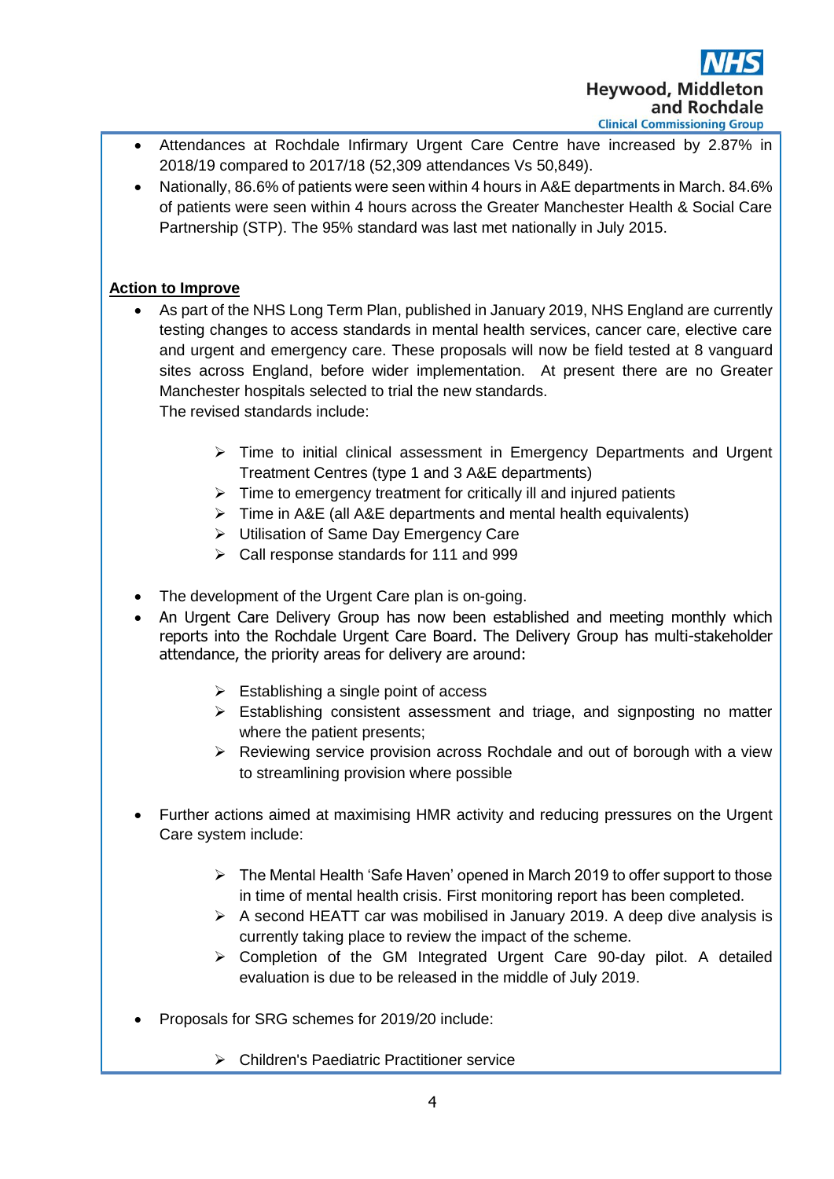- Attendances at Rochdale Infirmary Urgent Care Centre have increased by 2.87% in 2018/19 compared to 2017/18 (52,309 attendances Vs 50,849).
- Nationally, 86.6% of patients were seen within 4 hours in A&E departments in March. 84.6% of patients were seen within 4 hours across the Greater Manchester Health & Social Care Partnership (STP). The 95% standard was last met nationally in July 2015.

**Action to Improve**

- As part of the NHS Long Term Plan, published in January 2019, NHS England are currently testing changes to access standards in mental health services, cancer care, elective care and urgent and emergency care. These proposals will now be field tested at 8 vanguard sites across England, before wider implementation. At present there are no Greater Manchester hospitals selected to trial the new standards.
  The revised standards include:
  - Time to initial clinical assessment in Emergency Departments and Urgent Treatment Centres (type 1 and 3 A&E departments)
  - Time to emergency treatment for critically ill and injured patients
  - Time in A&E (all A&E departments and mental health equivalents)
  - Utilisation of Same Day Emergency Care
  - Call response standards for 111 and 999
- The development of the Urgent Care plan is on-going.
- An Urgent Care Delivery Group has now been established and meeting monthly which reports into the Rochdale Urgent Care Board. The Delivery Group has multi-stakeholder attendance, the priority areas for delivery are around:
  - Establishing a single point of access
  - Establishing consistent assessment and triage, and signposting no matter where the patient presents;
  - Reviewing service provision across Rochdale and out of borough with a view to streamlining provision where possible
- Further actions aimed at maximising HMR activity and reducing pressures on the Urgent Care system include:
  - The Mental Health 'Safe Haven' opened in March 2019 to offer support to those in time of mental health crisis. First monitoring report has been completed.
  - A second HEATT car was mobilised in January 2019. A deep dive analysis is currently taking place to review the impact of the scheme.
  - Completion of the GM Integrated Urgent Care 90-day pilot. A detailed evaluation is due to be released in the middle of July 2019.
- Proposals for SRG schemes for 2019/20 include:
  - Children's Paediatric Practitioner service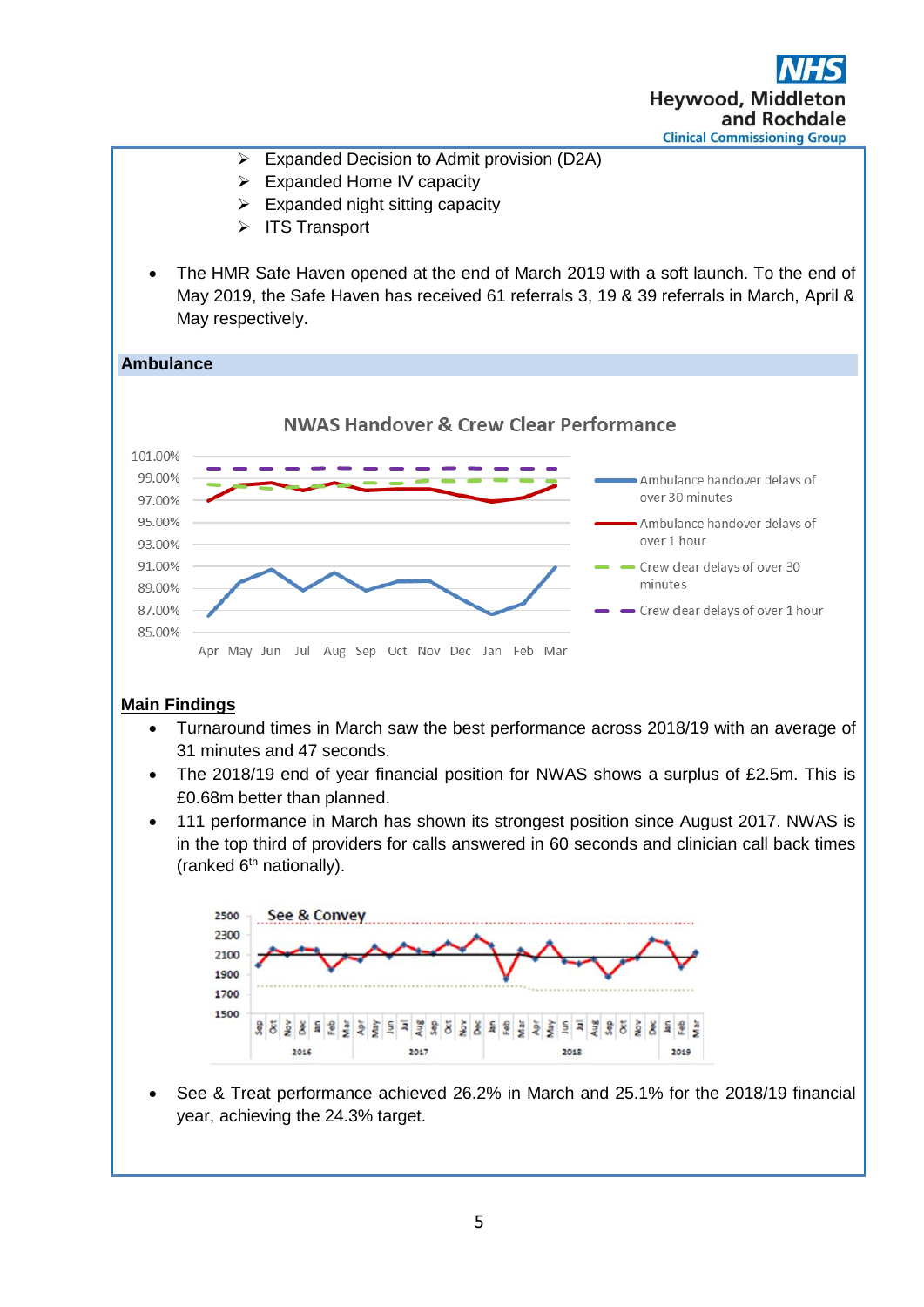- Expanded Decision to Admit provision (D2A)
- Expanded Home IV capacity
- Expanded night sitting capacity
- ITS Transport

- The HMR Safe Haven opened at the end of March 2019 with a soft launch. To the end of May 2019, the Safe Haven has received 61 referrals 3, 19 & 39 referrals in March, April & May respectively.

## Ambulance

**NWAS Handover & Crew Clear Performance**

### Main Findings

- Turnaround times in March saw the best performance across 2018/19 with an average of 31 minutes and 47 seconds.
- The 2018/19 end of year financial position for NWAS shows a surplus of £2.5m. This is £0.68m better than planned.
- 111 performance in March has shown its strongest position since August 2017. NWAS is in the top third of providers for calls answered in 60 seconds and clinician call back times (ranked 6th nationally).

**See & Convey**

- See & Treat performance achieved 26.2% in March and 25.1% for the 2018/19 financial year, achieving the 24.3% target.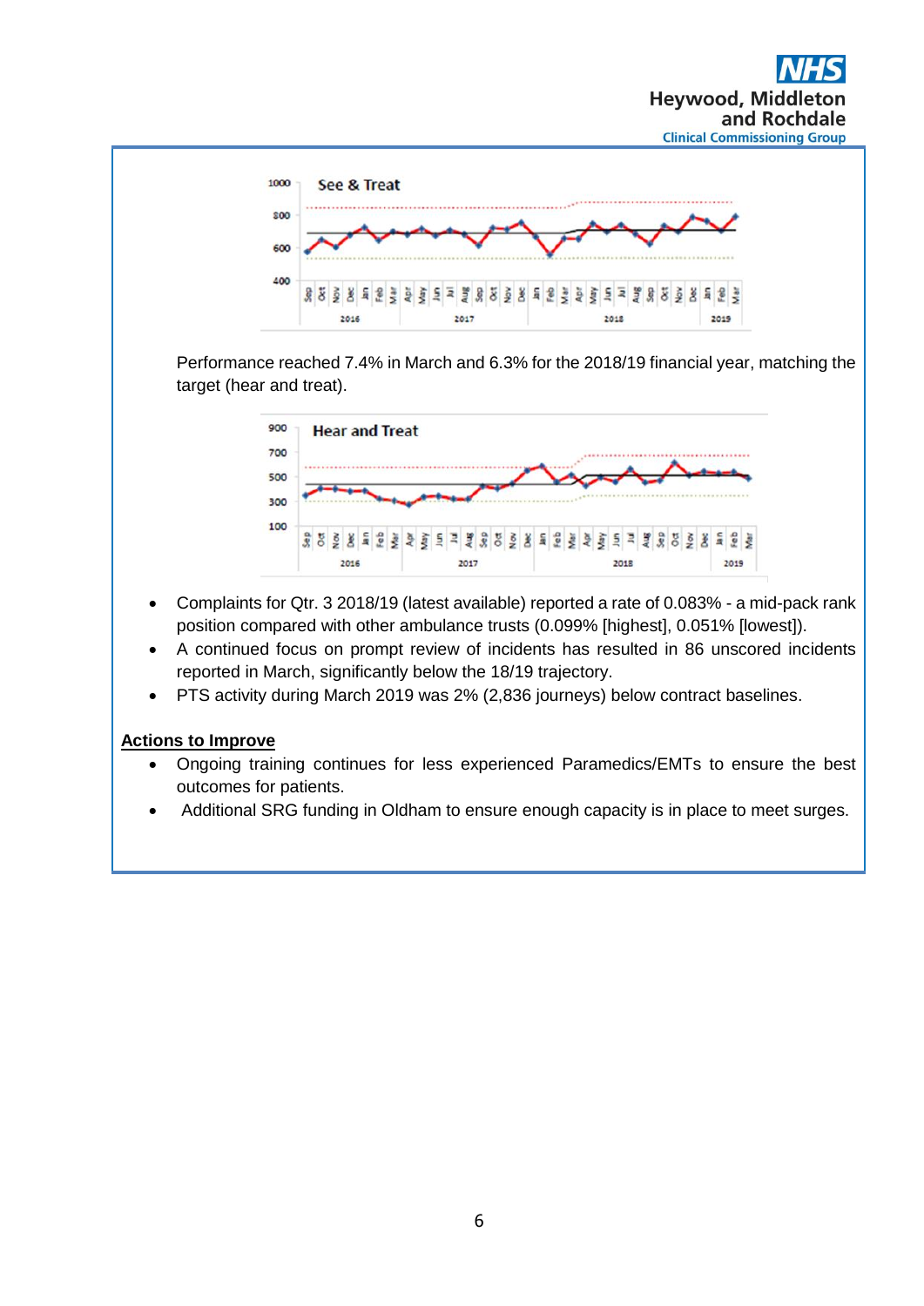Performance reached 7.4% in March and 6.3% for the 2018/19 financial year, matching the target (hear and treat).

- Complaints for Qtr. 3 2018/19 (latest available) reported a rate of 0.083% - a mid-pack rank position compared with other ambulance trusts (0.099% [highest], 0.051% [lowest]).
- A continued focus on prompt review of incidents has resulted in 86 unscored incidents reported in March, significantly below the 18/19 trajectory.
- PTS activity during March 2019 was 2% (2,836 journeys) below contract baselines.

**Actions to Improve**

- Ongoing training continues for less experienced Paramedics/EMTs to ensure the best outcomes for patients.
- Additional SRG funding in Oldham to ensure enough capacity is in place to meet surges.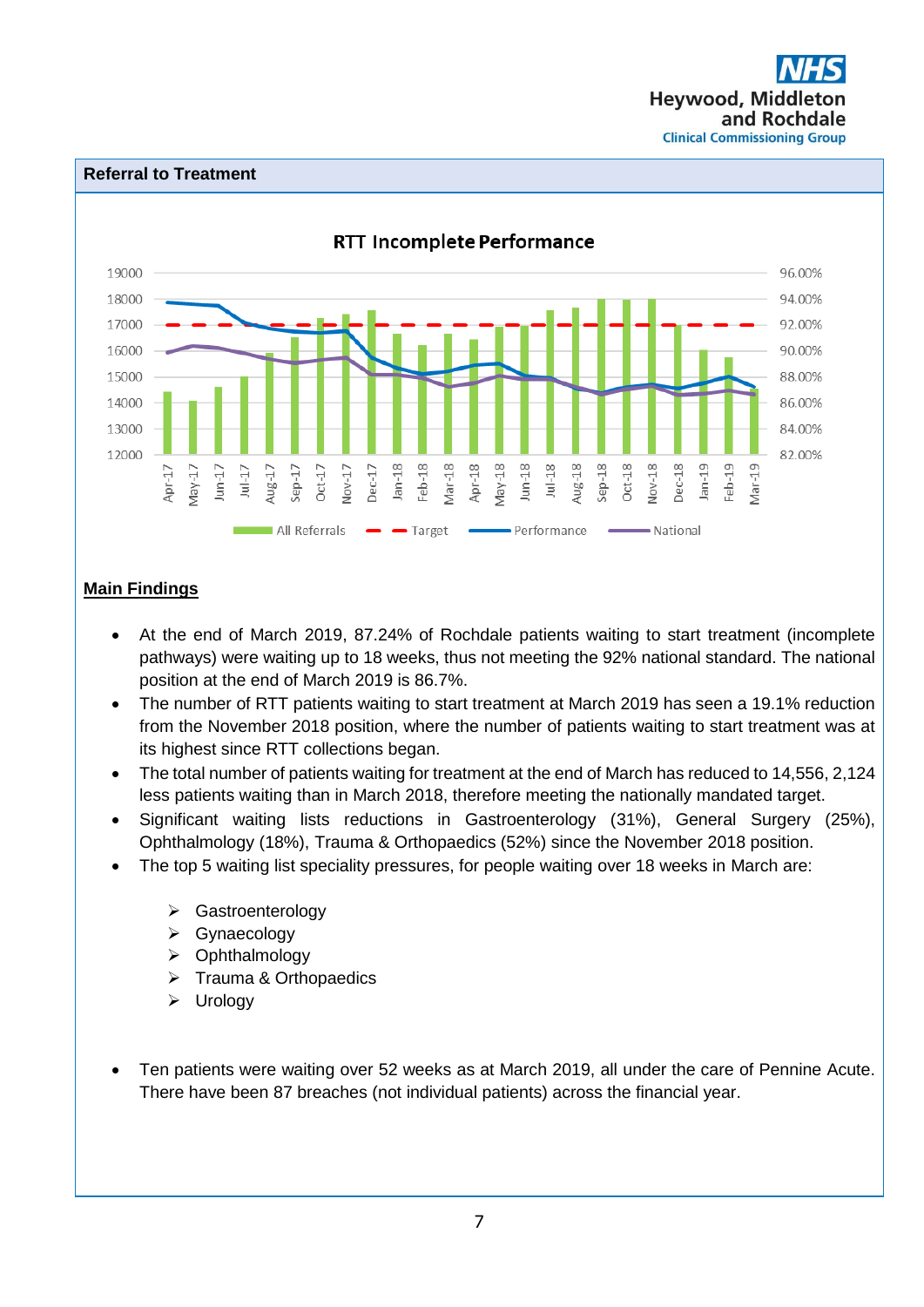## Referral to Treatment

### Main Findings

- At the end of March 2019, 87.24% of Rochdale patients waiting to start treatment (incomplete pathways) were waiting up to 18 weeks, thus not meeting the 92% national standard. The national position at the end of March 2019 is 86.7%.
- The number of RTT patients waiting to start treatment at March 2019 has seen a 19.1% reduction from the November 2018 position, where the number of patients waiting to start treatment was at its highest since RTT collections began.
- The total number of patients waiting for treatment at the end of March has reduced to 14,556, 2,124 less patients waiting than in March 2018, therefore meeting the nationally mandated target.
- Significant waiting lists reductions in Gastroenterology (31%), General Surgery (25%), Ophthalmology (18%), Trauma & Orthopaedics (52%) since the November 2018 position.
- The top 5 waiting list speciality pressures, for people waiting over 18 weeks in March are:
  - Gastroenterology
  - Gynaecology
  - Ophthalmology
  - Trauma & Orthopaedics
  - Urology
- Ten patients were waiting over 52 weeks as at March 2019, all under the care of Pennine Acute. There have been 87 breaches (not individual patients) across the financial year.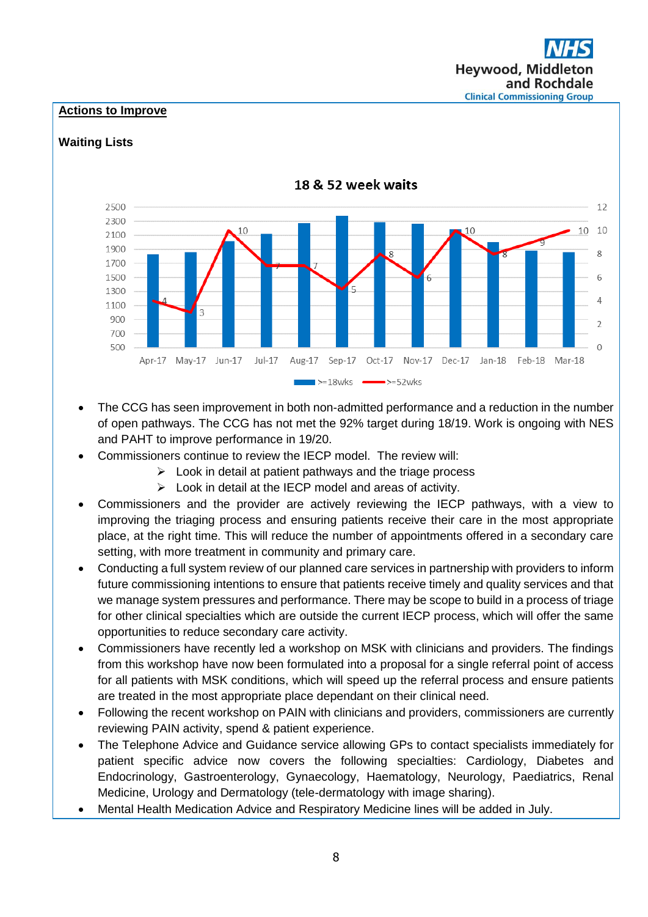## Actions to Improve

### Waiting Lists

**18 & 52 week waits**

| Month | >=18wks | >=52wks |
|---|---|---|
| Apr-17 | | 4 |
| May-17 | | 3 |
| Jun-17 | | 10 |
| Jul-17 | | 7 |
| Aug-17 | | 7 |
| Sep-17 | | 5 |
| Oct-17 | | 8 |
| Nov-17 | | 6 |
| Dec-17 | | 10 |
| Jan-18 | | 8 |
| Feb-18 | | 9 |
| Mar-18 | | 10 |

- The CCG has seen improvement in both non-admitted performance and a reduction in the number of open pathways. The CCG has not met the 92% target during 18/19. Work is ongoing with NES and PAHT to improve performance in 19/20.
- Commissioners continue to review the IECP model. The review will:
  - Look in detail at patient pathways and the triage process
  - Look in detail at the IECP model and areas of activity.
- Commissioners and the provider are actively reviewing the IECP pathways, with a view to improving the triaging process and ensuring patients receive their care in the most appropriate place, at the right time. This will reduce the number of appointments offered in a secondary care setting, with more treatment in community and primary care.
- Conducting a full system review of our planned care services in partnership with providers to inform future commissioning intentions to ensure that patients receive timely and quality services and that we manage system pressures and performance. There may be scope to build in a process of triage for other clinical specialties which are outside the current IECP process, which will offer the same opportunities to reduce secondary care activity.
- Commissioners have recently led a workshop on MSK with clinicians and providers. The findings from this workshop have now been formulated into a proposal for a single referral point of access for all patients with MSK conditions, which will speed up the referral process and ensure patients are treated in the most appropriate place dependant on their clinical need.
- Following the recent workshop on PAIN with clinicians and providers, commissioners are currently reviewing PAIN activity, spend & patient experience.
- The Telephone Advice and Guidance service allowing GPs to contact specialists immediately for patient specific advice now covers the following specialties: Cardiology, Diabetes and Endocrinology, Gastroenterology, Gynaecology, Haematology, Neurology, Paediatrics, Renal Medicine, Urology and Dermatology (tele-dermatology with image sharing).
- Mental Health Medication Advice and Respiratory Medicine lines will be added in July.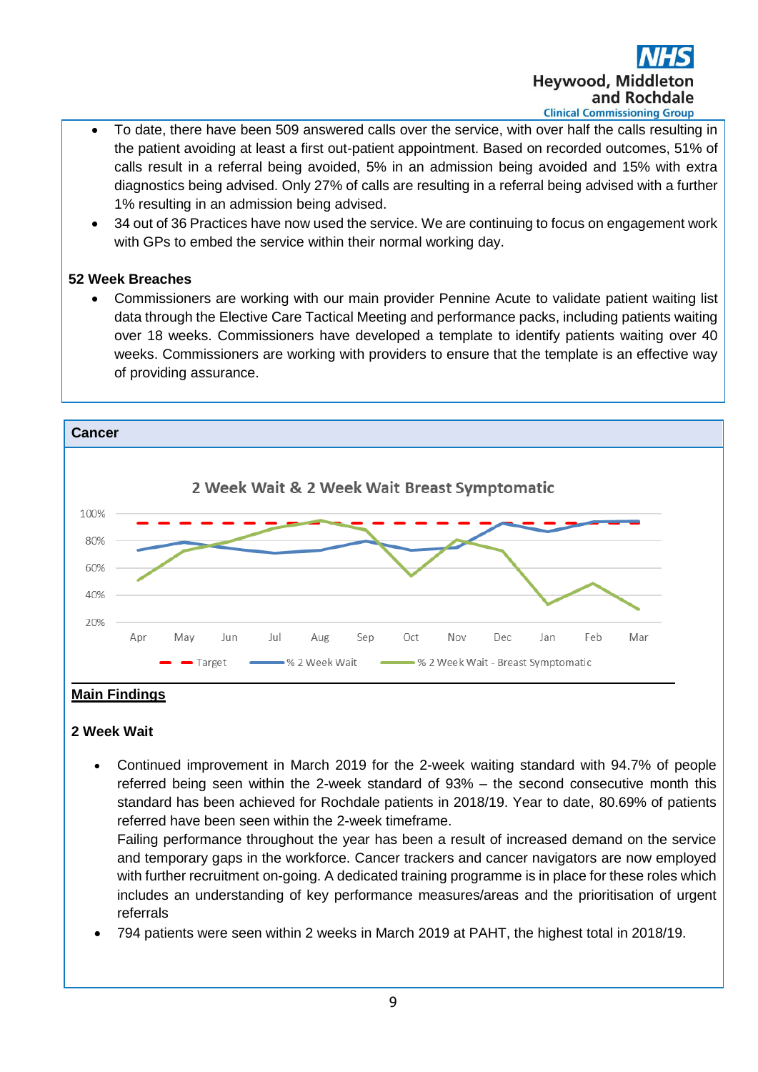- To date, there have been 509 answered calls over the service, with over half the calls resulting in the patient avoiding at least a first out-patient appointment. Based on recorded outcomes, 51% of calls result in a referral being avoided, 5% in an admission being avoided and 15% with extra diagnostics being advised. Only 27% of calls are resulting in a referral being advised with a further 1% resulting in an admission being advised.
- 34 out of 36 Practices have now used the service. We are continuing to focus on engagement work with GPs to embed the service within their normal working day.

**52 Week Breaches**

- Commissioners are working with our main provider Pennine Acute to validate patient waiting list data through the Elective Care Tactical Meeting and performance packs, including patients waiting over 18 weeks. Commissioners have developed a template to identify patients waiting over 40 weeks. Commissioners are working with providers to ensure that the template is an effective way of providing assurance.

## Cancer

2 Week Wait & 2 Week Wait Breast Symptomatic

(Chart: Target; % 2 Week Wait; % 2 Week Wait - Breast Symptomatic; Apr–Mar)

**Main Findings**

**2 Week Wait**

- Continued improvement in March 2019 for the 2-week waiting standard with 94.7% of people referred being seen within the 2-week standard of 93% – the second consecutive month this standard has been achieved for Rochdale patients in 2018/19. Year to date, 80.69% of patients referred have been seen within the 2-week timeframe.
  Failing performance throughout the year has been a result of increased demand on the service and temporary gaps in the workforce. Cancer trackers and cancer navigators are now employed with further recruitment on-going. A dedicated training programme is in place for these roles which includes an understanding of key performance measures/areas and the prioritisation of urgent referrals
- 794 patients were seen within 2 weeks in March 2019 at PAHT, the highest total in 2018/19.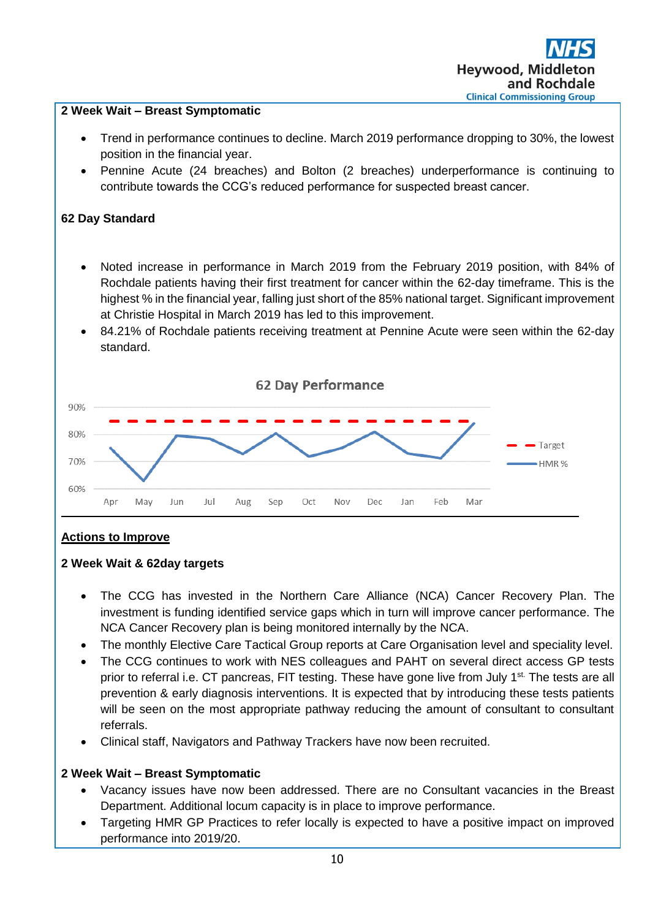## 2 Week Wait – Breast Symptomatic

- Trend in performance continues to decline. March 2019 performance dropping to 30%, the lowest position in the financial year.
- Pennine Acute (24 breaches) and Bolton (2 breaches) underperformance is continuing to contribute towards the CCG's reduced performance for suspected breast cancer.

## 62 Day Standard

- Noted increase in performance in March 2019 from the February 2019 position, with 84% of Rochdale patients having their first treatment for cancer within the 62-day timeframe. This is the highest % in the financial year, falling just short of the 85% national target. Significant improvement at Christie Hospital in March 2019 has led to this improvement.
- 84.21% of Rochdale patients receiving treatment at Pennine Acute were seen within the 62-day standard.

62 Day Performance

## Actions to Improve

### 2 Week Wait & 62day targets

- The CCG has invested in the Northern Care Alliance (NCA) Cancer Recovery Plan. The investment is funding identified service gaps which in turn will improve cancer performance. The NCA Cancer Recovery plan is being monitored internally by the NCA.
- The monthly Elective Care Tactical Group reports at Care Organisation level and speciality level.
- The CCG continues to work with NES colleagues and PAHT on several direct access GP tests prior to referral i.e. CT pancreas, FIT testing. These have gone live from July 1st. The tests are all prevention & early diagnosis interventions. It is expected that by introducing these tests patients will be seen on the most appropriate pathway reducing the amount of consultant to consultant referrals.
- Clinical staff, Navigators and Pathway Trackers have now been recruited.

### 2 Week Wait – Breast Symptomatic

- Vacancy issues have now been addressed. There are no Consultant vacancies in the Breast Department. Additional locum capacity is in place to improve performance.
- Targeting HMR GP Practices to refer locally is expected to have a positive impact on improved performance into 2019/20.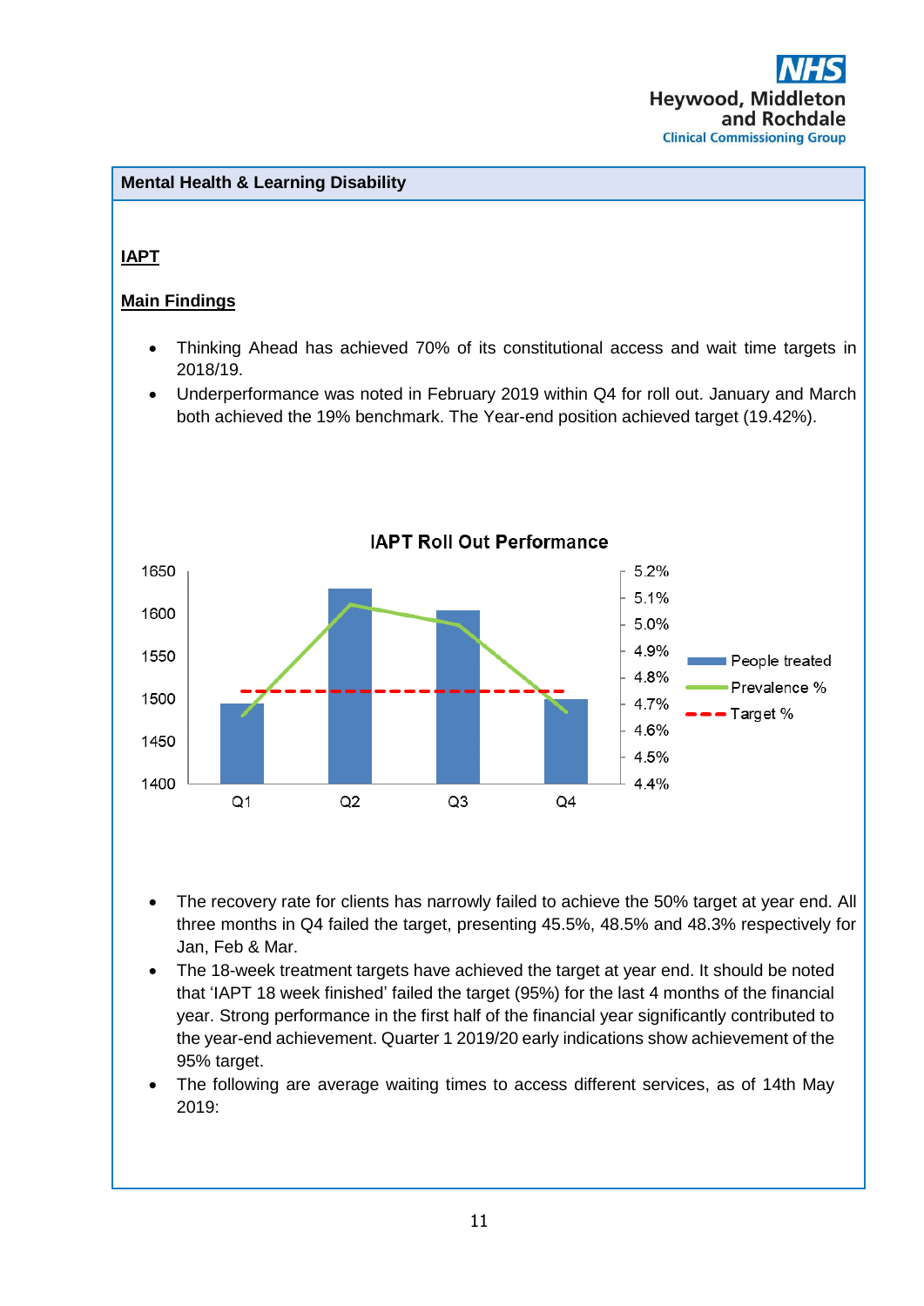## Mental Health & Learning Disability

### IAPT

#### Main Findings

- Thinking Ahead has achieved 70% of its constitutional access and wait time targets in 2018/19.
- Underperformance was noted in February 2019 within Q4 for roll out. January and March both achieved the 19% benchmark. The Year-end position achieved target (19.42%).

**IAPT Roll Out Performance**

- The recovery rate for clients has narrowly failed to achieve the 50% target at year end. All three months in Q4 failed the target, presenting 45.5%, 48.5% and 48.3% respectively for Jan, Feb & Mar.
- The 18-week treatment targets have achieved the target at year end. It should be noted that 'IAPT 18 week finished' failed the target (95%) for the last 4 months of the financial year. Strong performance in the first half of the financial year significantly contributed to the year-end achievement. Quarter 1 2019/20 early indications show achievement of the 95% target.
- The following are average waiting times to access different services, as of 14th May 2019: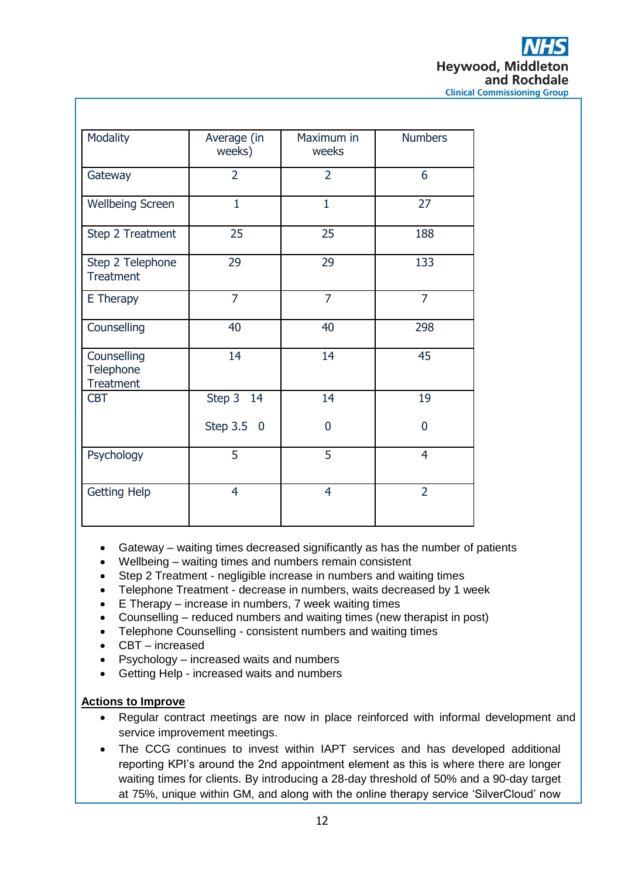| Modality | Average (in weeks) | Maximum in weeks | Numbers |
|---|---|---|---|
| Gateway | 2 | 2 | 6 |
| Wellbeing Screen | 1 | 1 | 27 |
| Step 2 Treatment | 25 | 25 | 188 |
| Step 2 Telephone Treatment | 29 | 29 | 133 |
| E Therapy | 7 | 7 | 7 |
| Counselling | 40 | 40 | 298 |
| Counselling Telephone Treatment | 14 | 14 | 45 |
| CBT | Step 3 14<br>Step 3.5 0 | 14<br>0 | 19<br>0 |
| Psychology | 5 | 5 | 4 |
| Getting Help | 4 | 4 | 2 |

- Gateway – waiting times decreased significantly as has the number of patients
- Wellbeing – waiting times and numbers remain consistent
- Step 2 Treatment - negligible increase in numbers and waiting times
- Telephone Treatment - decrease in numbers, waits decreased by 1 week
- E Therapy – increase in numbers, 7 week waiting times
- Counselling – reduced numbers and waiting times (new therapist in post)
- Telephone Counselling - consistent numbers and waiting times
- CBT – increased
- Psychology – increased waits and numbers
- Getting Help - increased waits and numbers

**Actions to Improve**

- Regular contract meetings are now in place reinforced with informal development and service improvement meetings.
- The CCG continues to invest within IAPT services and has developed additional reporting KPI's around the 2nd appointment element as this is where there are longer waiting times for clients. By introducing a 28-day threshold of 50% and a 90-day target at 75%, unique within GM, and along with the online therapy service 'SilverCloud' now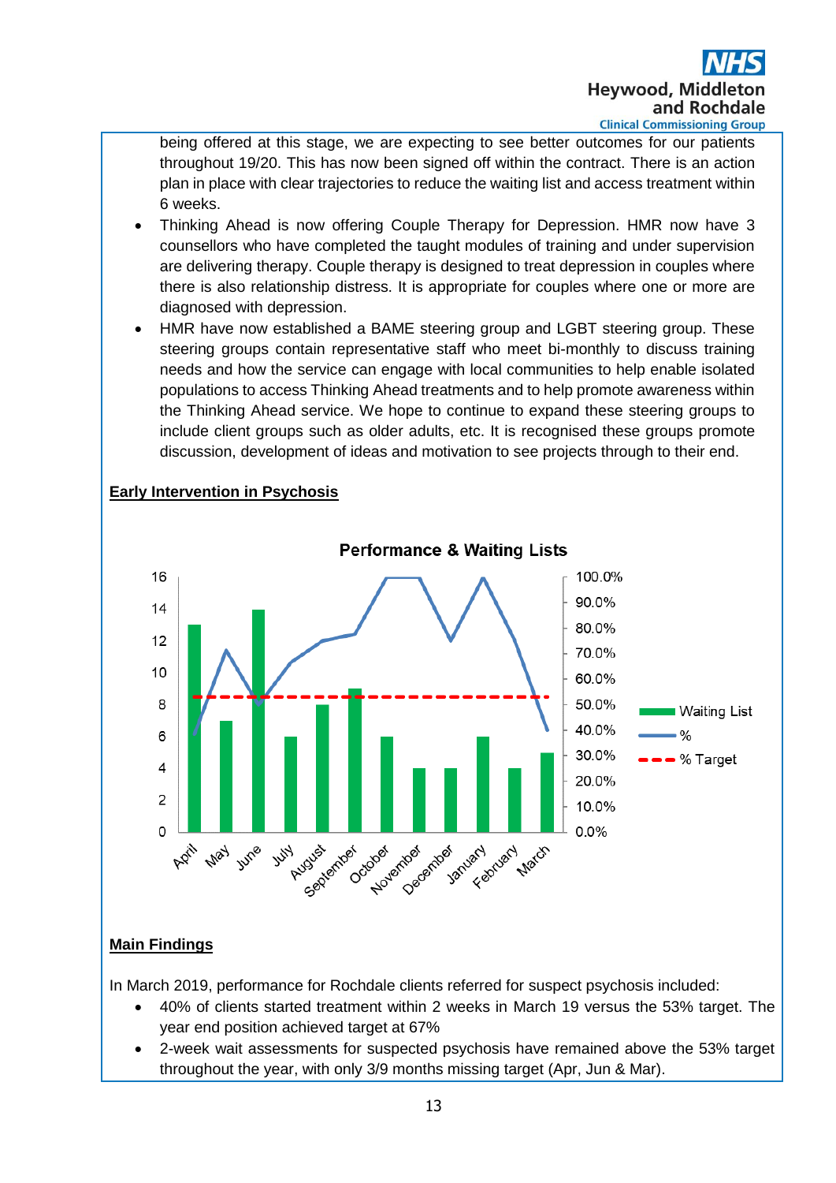being offered at this stage, we are expecting to see better outcomes for our patients throughout 19/20. This has now been signed off within the contract. There is an action plan in place with clear trajectories to reduce the waiting list and access treatment within 6 weeks.

- Thinking Ahead is now offering Couple Therapy for Depression. HMR now have 3 counsellors who have completed the taught modules of training and under supervision are delivering therapy. Couple therapy is designed to treat depression in couples where there is also relationship distress. It is appropriate for couples where one or more are diagnosed with depression.
- HMR have now established a BAME steering group and LGBT steering group. These steering groups contain representative staff who meet bi-monthly to discuss training needs and how the service can engage with local communities to help enable isolated populations to access Thinking Ahead treatments and to help promote awareness within the Thinking Ahead service. We hope to continue to expand these steering groups to include client groups such as older adults, etc. It is recognised these groups promote discussion, development of ideas and motivation to see projects through to their end.

**Early Intervention in Psychosis**

**Performance & Waiting Lists**

**Main Findings**

In March 2019, performance for Rochdale clients referred for suspect psychosis included:

- 40% of clients started treatment within 2 weeks in March 19 versus the 53% target. The year end position achieved target at 67%
- 2-week wait assessments for suspected psychosis have remained above the 53% target throughout the year, with only 3/9 months missing target (Apr, Jun & Mar).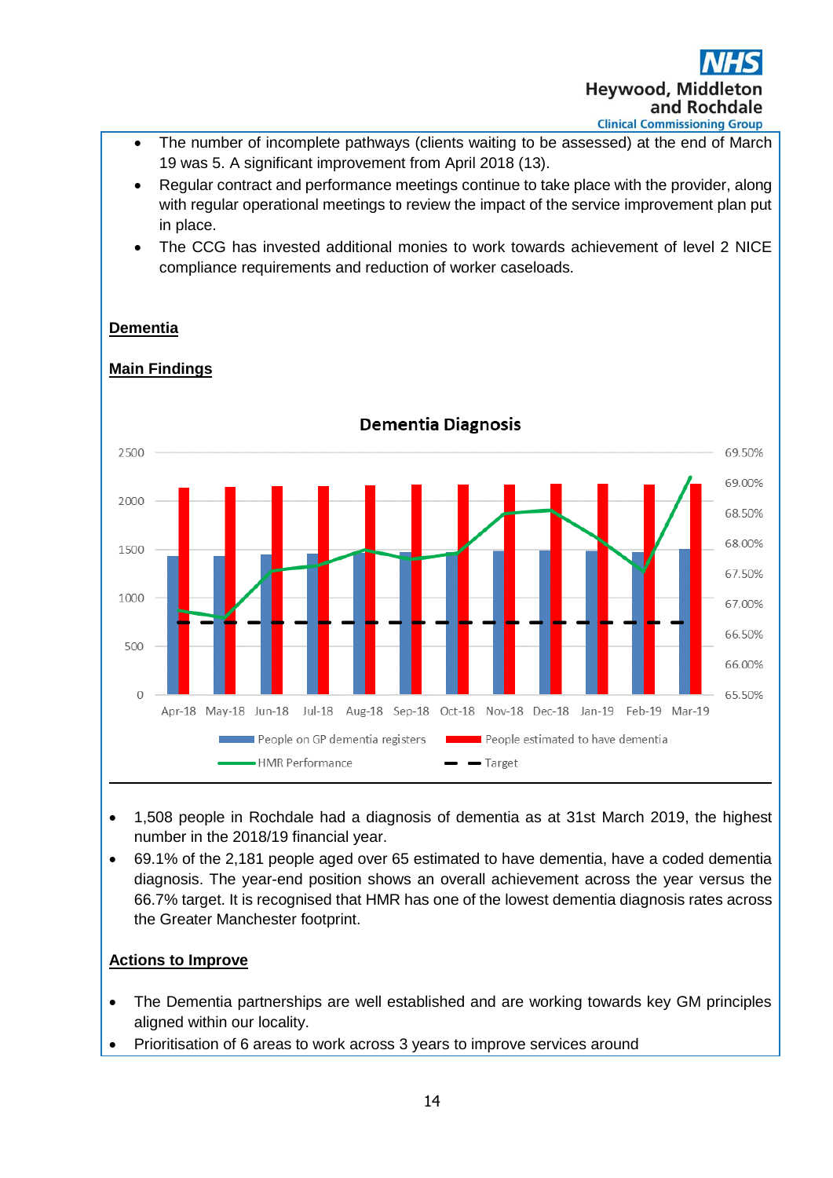- The number of incomplete pathways (clients waiting to be assessed) at the end of March 19 was 5. A significant improvement from April 2018 (13).
- Regular contract and performance meetings continue to take place with the provider, along with regular operational meetings to review the impact of the service improvement plan put in place.
- The CCG has invested additional monies to work towards achievement of level 2 NICE compliance requirements and reduction of worker caseloads.

## Dementia

### Main Findings

**Dementia Diagnosis**

Legend: People on GP dementia registers; People estimated to have dementia; HMR Performance; Target

- 1,508 people in Rochdale had a diagnosis of dementia as at 31st March 2019, the highest number in the 2018/19 financial year.
- 69.1% of the 2,181 people aged over 65 estimated to have dementia, have a coded dementia diagnosis. The year-end position shows an overall achievement across the year versus the 66.7% target. It is recognised that HMR has one of the lowest dementia diagnosis rates across the Greater Manchester footprint.

### Actions to Improve

- The Dementia partnerships are well established and are working towards key GM principles aligned within our locality.
- Prioritisation of 6 areas to work across 3 years to improve services around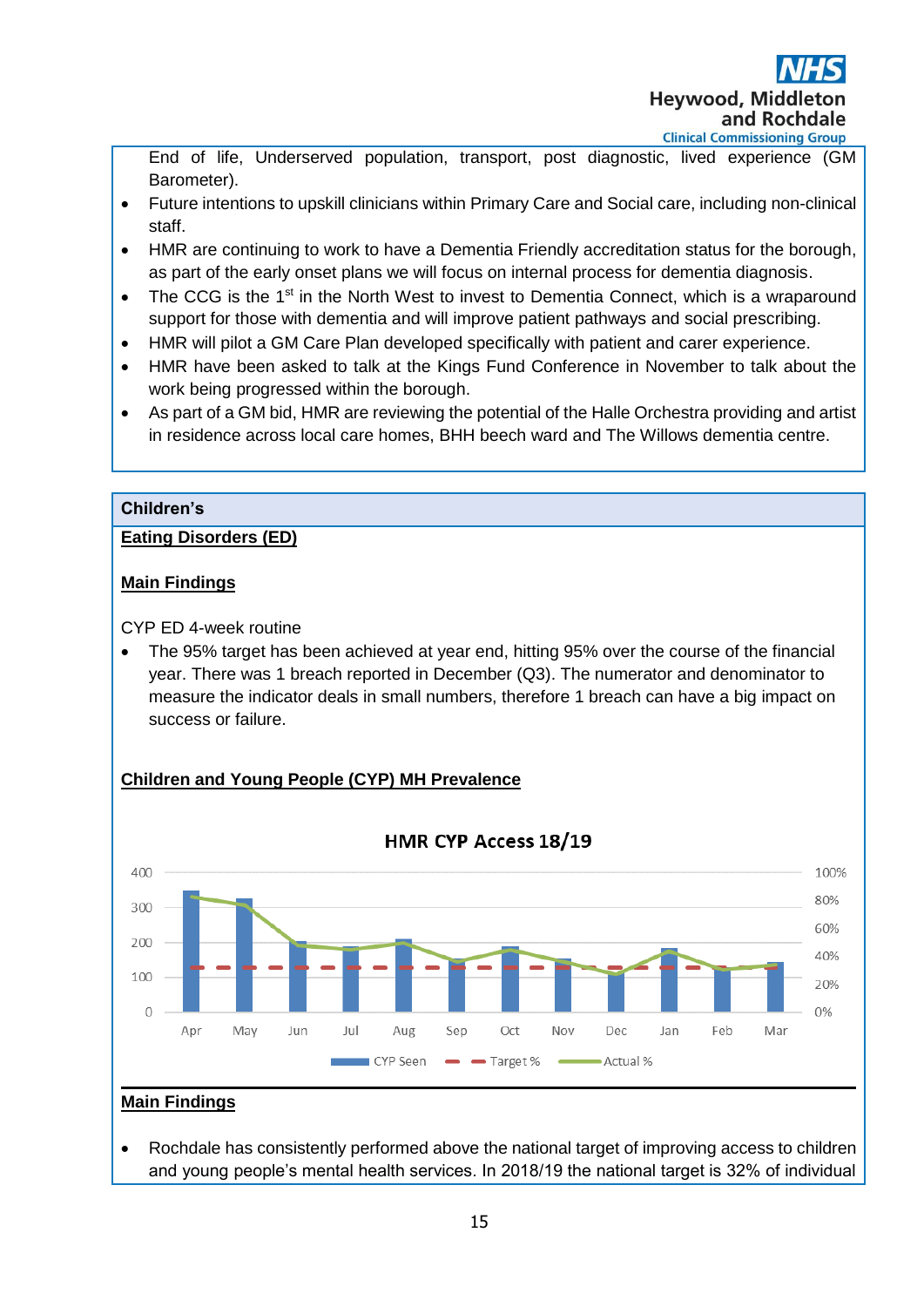End of life, Underserved population, transport, post diagnostic, lived experience (GM Barometer).

- Future intentions to upskill clinicians within Primary Care and Social care, including non-clinical staff.
- HMR are continuing to work to have a Dementia Friendly accreditation status for the borough, as part of the early onset plans we will focus on internal process for dementia diagnosis.
- The CCG is the 1st in the North West to invest to Dementia Connect, which is a wraparound support for those with dementia and will improve patient pathways and social prescribing.
- HMR will pilot a GM Care Plan developed specifically with patient and carer experience.
- HMR have been asked to talk at the Kings Fund Conference in November to talk about the work being progressed within the borough.
- As part of a GM bid, HMR are reviewing the potential of the Halle Orchestra providing and artist in residence across local care homes, BHH beech ward and The Willows dementia centre.

## Children's

### Eating Disorders (ED)

**Main Findings**

CYP ED 4-week routine

- The 95% target has been achieved at year end, hitting 95% over the course of the financial year. There was 1 breach reported in December (Q3). The numerator and denominator to measure the indicator deals in small numbers, therefore 1 breach can have a big impact on success or failure.

### Children and Young People (CYP) MH Prevalence

HMR CYP Access 18/19

(Chart: CYP Seen, Target %, Actual % — Apr to Mar)

**Main Findings**

- Rochdale has consistently performed above the national target of improving access to children and young people's mental health services. In 2018/19 the national target is 32% of individual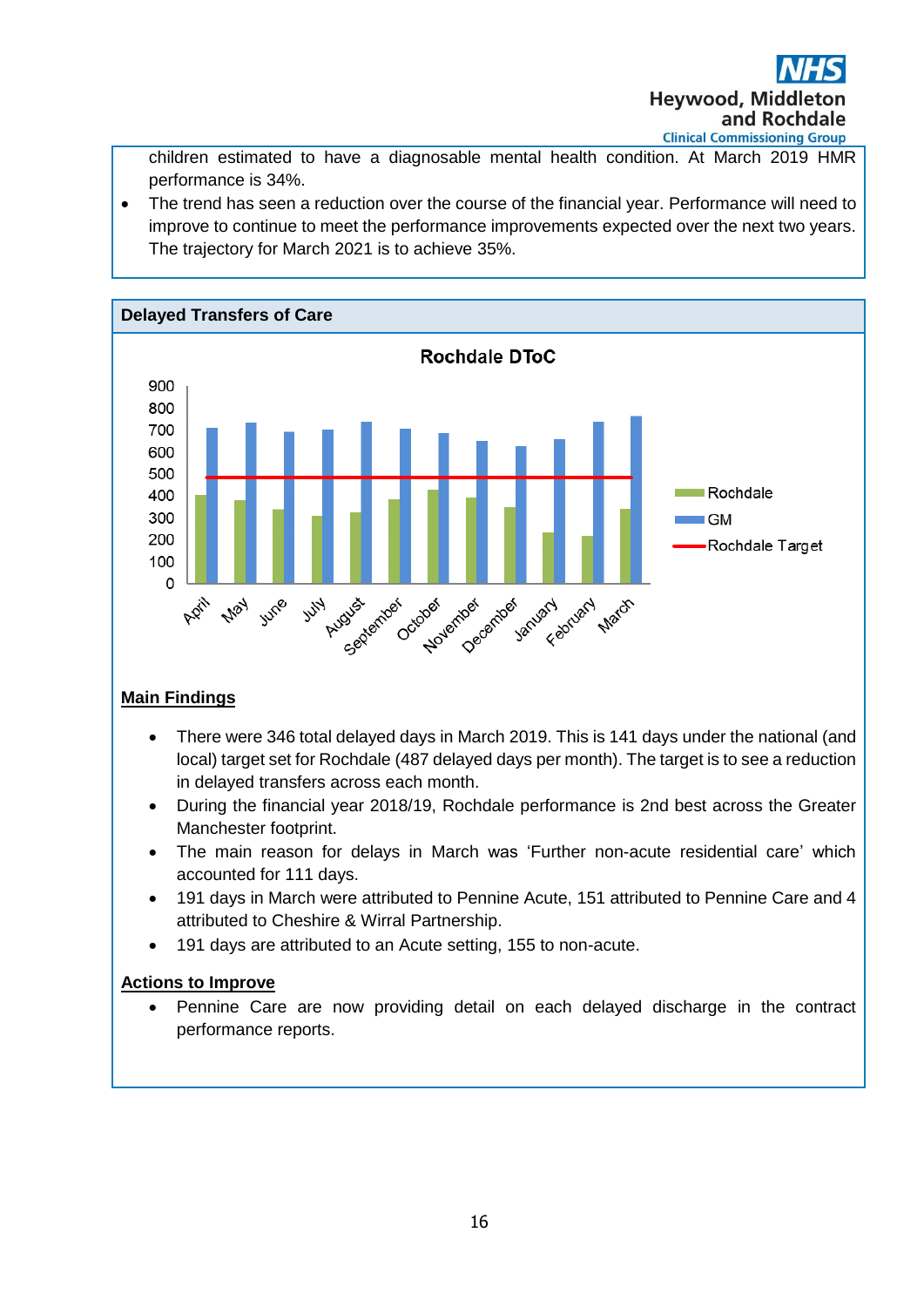children estimated to have a diagnosable mental health condition. At March 2019 HMR performance is 34%.

- The trend has seen a reduction over the course of the financial year. Performance will need to improve to continue to meet the performance improvements expected over the next two years. The trajectory for March 2021 is to achieve 35%.

## Delayed Transfers of Care

**Main Findings**

- There were 346 total delayed days in March 2019. This is 141 days under the national (and local) target set for Rochdale (487 delayed days per month). The target is to see a reduction in delayed transfers across each month.
- During the financial year 2018/19, Rochdale performance is 2nd best across the Greater Manchester footprint.
- The main reason for delays in March was 'Further non-acute residential care' which accounted for 111 days.
- 191 days in March were attributed to Pennine Acute, 151 attributed to Pennine Care and 4 attributed to Cheshire & Wirral Partnership.
- 191 days are attributed to an Acute setting, 155 to non-acute.

**Actions to Improve**

- Pennine Care are now providing detail on each delayed discharge in the contract performance reports.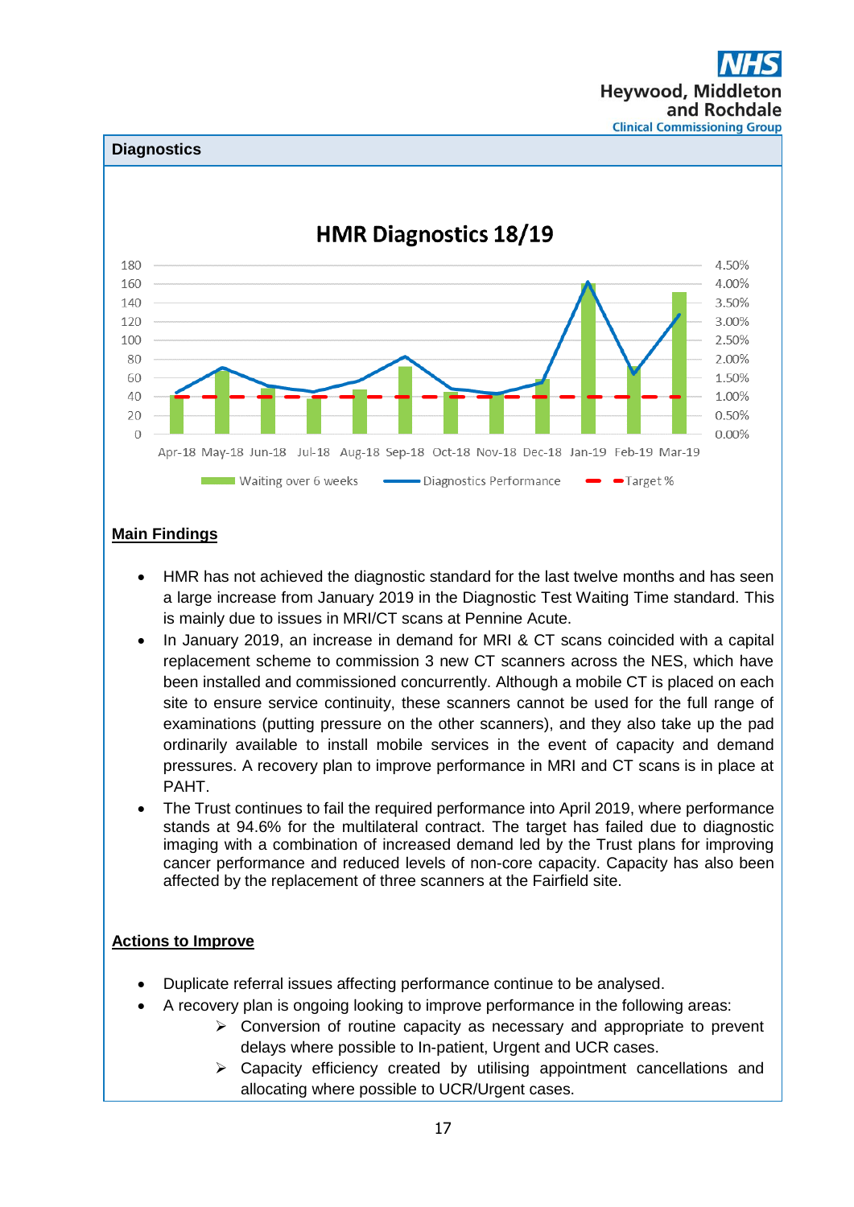## Diagnostics

**HMR Diagnostics 18/19**

**Main Findings**

- HMR has not achieved the diagnostic standard for the last twelve months and has seen a large increase from January 2019 in the Diagnostic Test Waiting Time standard. This is mainly due to issues in MRI/CT scans at Pennine Acute.
- In January 2019, an increase in demand for MRI & CT scans coincided with a capital replacement scheme to commission 3 new CT scanners across the NES, which have been installed and commissioned concurrently. Although a mobile CT is placed on each site to ensure service continuity, these scanners cannot be used for the full range of examinations (putting pressure on the other scanners), and they also take up the pad ordinarily available to install mobile services in the event of capacity and demand pressures. A recovery plan to improve performance in MRI and CT scans is in place at PAHT.
- The Trust continues to fail the required performance into April 2019, where performance stands at 94.6% for the multilateral contract. The target has failed due to diagnostic imaging with a combination of increased demand led by the Trust plans for improving cancer performance and reduced levels of non-core capacity. Capacity has also been affected by the replacement of three scanners at the Fairfield site.

**Actions to Improve**

- Duplicate referral issues affecting performance continue to be analysed.
- A recovery plan is ongoing looking to improve performance in the following areas:
    - Conversion of routine capacity as necessary and appropriate to prevent delays where possible to In-patient, Urgent and UCR cases.
    - Capacity efficiency created by utilising appointment cancellations and allocating where possible to UCR/Urgent cases.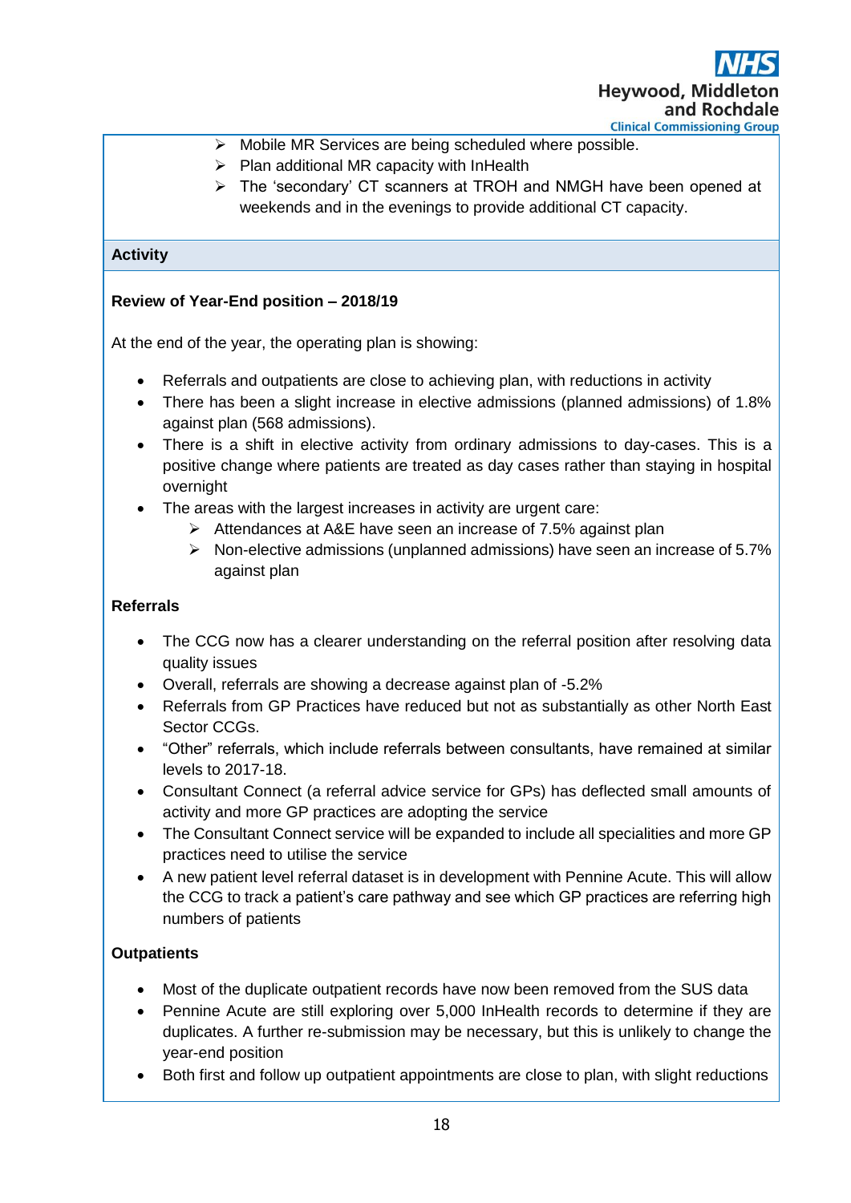- Mobile MR Services are being scheduled where possible.
- Plan additional MR capacity with InHealth
- The 'secondary' CT scanners at TROH and NMGH have been opened at weekends and in the evenings to provide additional CT capacity.

## Activity

**Review of Year-End position – 2018/19**

At the end of the year, the operating plan is showing:

- Referrals and outpatients are close to achieving plan, with reductions in activity
- There has been a slight increase in elective admissions (planned admissions) of 1.8% against plan (568 admissions).
- There is a shift in elective activity from ordinary admissions to day-cases. This is a positive change where patients are treated as day cases rather than staying in hospital overnight
- The areas with the largest increases in activity are urgent care:
  - Attendances at A&E have seen an increase of 7.5% against plan
  - Non-elective admissions (unplanned admissions) have seen an increase of 5.7% against plan

**Referrals**

- The CCG now has a clearer understanding on the referral position after resolving data quality issues
- Overall, referrals are showing a decrease against plan of -5.2%
- Referrals from GP Practices have reduced but not as substantially as other North East Sector CCGs.
- "Other" referrals, which include referrals between consultants, have remained at similar levels to 2017-18.
- Consultant Connect (a referral advice service for GPs) has deflected small amounts of activity and more GP practices are adopting the service
- The Consultant Connect service will be expanded to include all specialities and more GP practices need to utilise the service
- A new patient level referral dataset is in development with Pennine Acute. This will allow the CCG to track a patient's care pathway and see which GP practices are referring high numbers of patients

**Outpatients**

- Most of the duplicate outpatient records have now been removed from the SUS data
- Pennine Acute are still exploring over 5,000 InHealth records to determine if they are duplicates. A further re-submission may be necessary, but this is unlikely to change the year-end position
- Both first and follow up outpatient appointments are close to plan, with slight reductions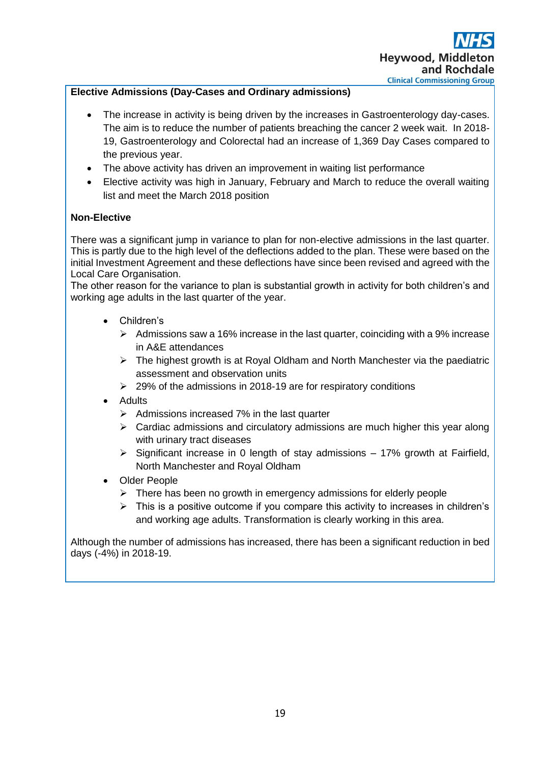**Elective Admissions (Day-Cases and Ordinary admissions)**

- The increase in activity is being driven by the increases in Gastroenterology day-cases. The aim is to reduce the number of patients breaching the cancer 2 week wait. In 2018-19, Gastroenterology and Colorectal had an increase of 1,369 Day Cases compared to the previous year.
- The above activity has driven an improvement in waiting list performance
- Elective activity was high in January, February and March to reduce the overall waiting list and meet the March 2018 position

**Non-Elective**

There was a significant jump in variance to plan for non-elective admissions in the last quarter. This is partly due to the high level of the deflections added to the plan. These were based on the initial Investment Agreement and these deflections have since been revised and agreed with the Local Care Organisation.
The other reason for the variance to plan is substantial growth in activity for both children's and working age adults in the last quarter of the year.

- Children's
  - Admissions saw a 16% increase in the last quarter, coinciding with a 9% increase in A&E attendances
  - The highest growth is at Royal Oldham and North Manchester via the paediatric assessment and observation units
  - 29% of the admissions in 2018-19 are for respiratory conditions
- Adults
  - Admissions increased 7% in the last quarter
  - Cardiac admissions and circulatory admissions are much higher this year along with urinary tract diseases
  - Significant increase in 0 length of stay admissions – 17% growth at Fairfield, North Manchester and Royal Oldham
- Older People
  - There has been no growth in emergency admissions for elderly people
  - This is a positive outcome if you compare this activity to increases in children's and working age adults. Transformation is clearly working in this area.

Although the number of admissions has increased, there has been a significant reduction in bed days (-4%) in 2018-19.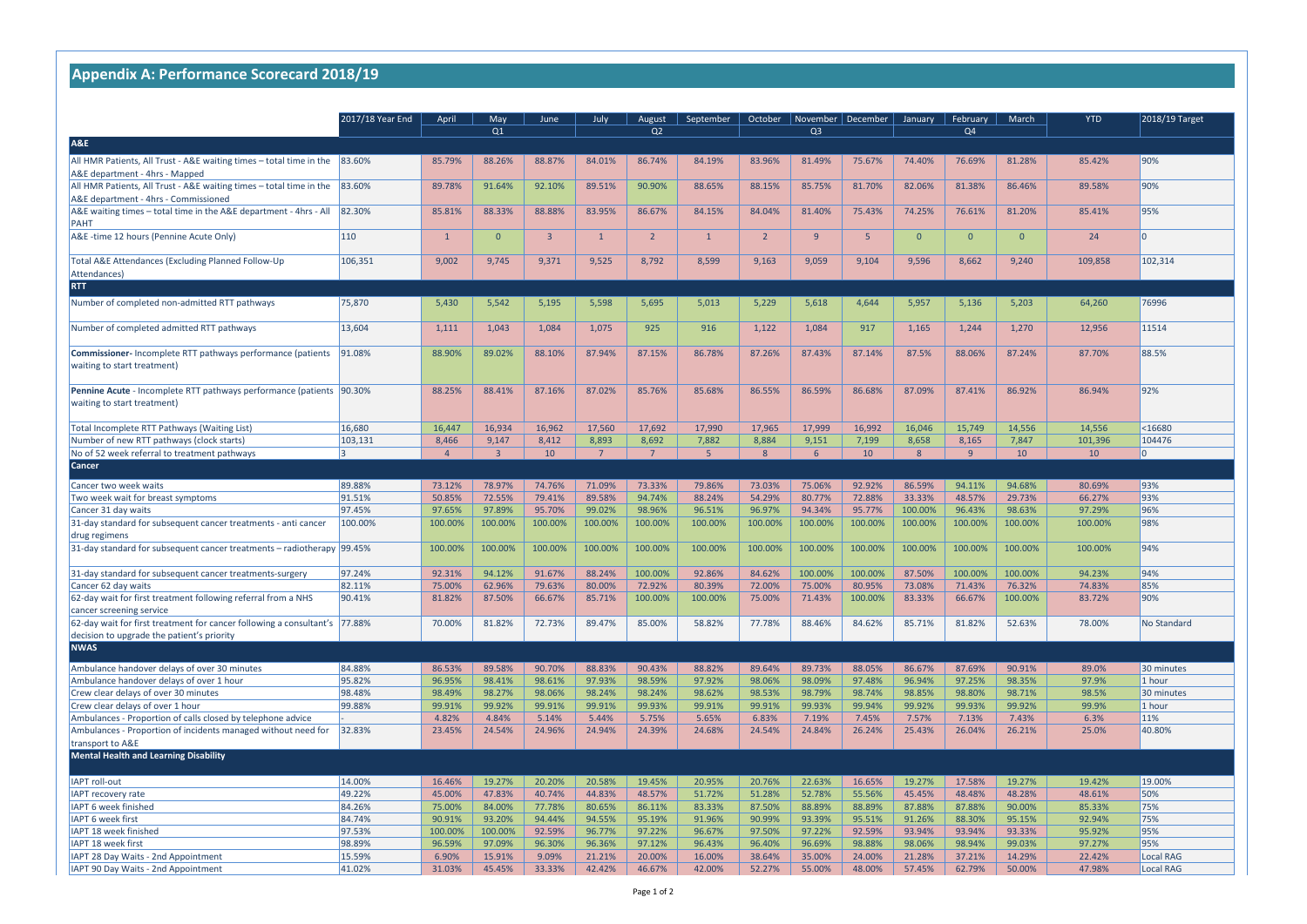## Appendix A: Performance Scorecard 2018/19

| | 2017/18 Year End | April | May | June | July | August | September | October | November | December | January | February | March | YTD | 2018/19 Target |
|---|---|---|---|---|---|---|---|---|---|---|---|---|---|---|---|
| | | | Q1 | | | Q2 | | | Q3 | | | Q4 | | | |
| **A&E** | | | | | | | | | | | | | | | |
| All HMR Patients, All Trust - A&E waiting times – total time in the A&E department - 4hrs - Mapped | 83.60% | 85.79% | 88.26% | 88.87% | 84.01% | 86.74% | 84.19% | 83.96% | 81.49% | 75.67% | 74.40% | 76.69% | 81.28% | 85.42% | 90% |
| All HMR Patients, All Trust - A&E waiting times – total time in the A&E department - 4hrs - Commissioned | 83.60% | 89.78% | 91.64% | 92.10% | 89.51% | 90.90% | 88.65% | 88.15% | 85.75% | 81.70% | 82.06% | 81.38% | 86.46% | 89.58% | 90% |
| A&E waiting times – total time in the A&E department - 4hrs - All PAHT | 82.30% | 85.81% | 88.33% | 88.88% | 83.95% | 86.67% | 84.15% | 84.04% | 81.40% | 75.43% | 74.25% | 76.61% | 81.20% | 85.41% | 95% |
| A&E -time 12 hours (Pennine Acute Only) | 110 | 1 | 0 | 3 | 1 | 2 | 1 | 2 | 9 | 5 | 0 | 0 | 0 | 24 | 0 |
| Total A&E Attendances (Excluding Planned Follow-Up Attendances) | 106,351 | 9,002 | 9,745 | 9,371 | 9,525 | 8,792 | 8,599 | 9,163 | 9,059 | 9,104 | 9,596 | 8,662 | 9,240 | 109,858 | 102,314 |
| **RTT** | | | | | | | | | | | | | | | |
| Number of completed non-admitted RTT pathways | 75,870 | 5,430 | 5,542 | 5,195 | 5,598 | 5,695 | 5,013 | 5,229 | 5,618 | 4,644 | 5,957 | 5,136 | 5,203 | 64,260 | 76996 |
| Number of completed admitted RTT pathways | 13,604 | 1,111 | 1,043 | 1,084 | 1,075 | 925 | 916 | 1,122 | 1,084 | 917 | 1,165 | 1,244 | 1,270 | 12,956 | 11514 |
| **Commissioner**- Incomplete RTT pathways performance (patients waiting to start treatment) | 91.08% | 88.90% | 89.02% | 88.10% | 87.94% | 87.15% | 86.78% | 87.26% | 87.43% | 87.14% | 87.5% | 88.06% | 87.24% | 87.70% | 88.5% |
| **Pennine Acute** - Incomplete RTT pathways performance (patients waiting to start treatment) | 90.30% | 88.25% | 88.41% | 87.16% | 87.02% | 85.76% | 85.68% | 86.55% | 86.59% | 86.68% | 87.09% | 87.41% | 86.92% | 86.94% | 92% |
| Total Incomplete RTT Pathways (Waiting List) | 16,680 | 16,447 | 16,934 | 16,962 | 17,560 | 17,692 | 17,990 | 17,965 | 17,999 | 16,992 | 16,046 | 15,749 | 14,556 | 14,556 | <16680 |
| Number of new RTT pathways (clock starts) | 103,131 | 8,466 | 9,147 | 8,412 | 8,893 | 8,692 | 7,882 | 8,884 | 9,151 | 7,199 | 8,658 | 8,165 | 7,847 | 101,396 | 104476 |
| No of 52 week referral to treatment pathways | 3 | 4 | 3 | 10 | 7 | 7 | 5 | 8 | 6 | 10 | 8 | 9 | 10 | 10 | 0 |
| **Cancer** | | | | | | | | | | | | | | | |
| Cancer two week waits | 89.88% | 73.12% | 78.97% | 74.76% | 71.09% | 73.33% | 79.86% | 73.03% | 75.06% | 92.92% | 86.59% | 94.11% | 94.68% | 80.69% | 93% |
| Two week wait for breast symptoms | 91.51% | 50.85% | 72.55% | 79.41% | 89.58% | 94.74% | 88.24% | 54.29% | 80.77% | 72.88% | 33.33% | 48.57% | 29.73% | 66.27% | 93% |
| Cancer 31 day waits | 97.45% | 97.65% | 97.89% | 95.70% | 99.02% | 98.96% | 96.51% | 96.97% | 94.34% | 95.77% | 100.00% | 96.43% | 98.63% | 97.29% | 96% |
| 31-day standard for subsequent cancer treatments - anti cancer drug regimens | 100.00% | 100.00% | 100.00% | 100.00% | 100.00% | 100.00% | 100.00% | 100.00% | 100.00% | 100.00% | 100.00% | 100.00% | 100.00% | 100.00% | 98% |
| 31-day standard for subsequent cancer treatments – radiotherapy | 99.45% | 100.00% | 100.00% | 100.00% | 100.00% | 100.00% | 100.00% | 100.00% | 100.00% | 100.00% | 100.00% | 100.00% | 100.00% | 100.00% | 94% |
| 31-day standard for subsequent cancer treatments-surgery | 97.24% | 92.31% | 94.12% | 91.67% | 88.24% | 100.00% | 92.86% | 84.62% | 100.00% | 100.00% | 87.50% | 100.00% | 100.00% | 94.23% | 94% |
| Cancer 62 day waits | 82.11% | 75.00% | 62.96% | 79.63% | 80.00% | 72.92% | 80.39% | 72.00% | 75.00% | 80.95% | 73.08% | 71.43% | 76.32% | 74.83% | 85% |
| 62-day wait for first treatment following referral from a NHS cancer screening service | 90.41% | 81.82% | 87.50% | 66.67% | 85.71% | 100.00% | 100.00% | 75.00% | 71.43% | 100.00% | 83.33% | 66.67% | 100.00% | 83.72% | 90% |
| 62-day wait for first treatment for cancer following a consultant's decision to upgrade the patient's priority | 77.88% | 70.00% | 81.82% | 72.73% | 89.47% | 85.00% | 58.82% | 77.78% | 88.46% | 84.62% | 85.71% | 81.82% | 52.63% | 78.00% | No Standard |
| **NWAS** | | | | | | | | | | | | | | | |
| Ambulance handover delays of over 30 minutes | 84.88% | 86.53% | 89.58% | 90.70% | 88.83% | 90.43% | 88.82% | 89.64% | 89.73% | 88.05% | 86.67% | 87.69% | 90.91% | 89.0% | 30 minutes |
| Ambulance handover delays of over 1 hour | 95.82% | 96.95% | 98.41% | 98.61% | 97.93% | 98.59% | 97.92% | 98.06% | 98.09% | 97.48% | 96.94% | 97.25% | 98.35% | 97.9% | 1 hour |
| Crew clear delays of over 30 minutes | 98.48% | 98.49% | 98.27% | 98.06% | 98.24% | 98.24% | 98.62% | 98.53% | 98.79% | 98.74% | 98.85% | 98.80% | 98.71% | 98.5% | 30 minutes |
| Crew clear delays of over 1 hour | 99.88% | 99.91% | 99.92% | 99.91% | 99.91% | 99.93% | 99.91% | 99.91% | 99.93% | 99.94% | 99.92% | 99.93% | 99.92% | 99.9% | 1 hour |
| Ambulances - Proportion of calls closed by telephone advice | - | 4.82% | 4.84% | 5.14% | 5.44% | 5.75% | 5.65% | 6.83% | 7.19% | 7.45% | 7.57% | 7.13% | 7.43% | 6.3% | 11% |
| Ambulances - Proportion of incidents managed without need for transport to A&E | 32.83% | 23.45% | 24.54% | 24.96% | 24.94% | 24.39% | 24.68% | 24.54% | 24.84% | 26.24% | 25.43% | 26.04% | 26.21% | 25.0% | 40.80% |
| **Mental Health and Learning Disability** | | | | | | | | | | | | | | | |
| IAPT roll-out | 14.00% | 16.46% | 19.27% | 20.20% | 20.58% | 19.45% | 20.95% | 20.76% | 22.63% | 16.65% | 19.27% | 17.58% | 19.27% | 19.42% | 19.00% |
| IAPT recovery rate | 49.22% | 45.00% | 47.83% | 40.74% | 44.83% | 48.57% | 51.72% | 51.28% | 52.78% | 55.56% | 45.45% | 48.48% | 48.28% | 48.61% | 50% |
| IAPT 6 week finished | 84.26% | 75.00% | 84.00% | 77.78% | 80.65% | 86.11% | 83.33% | 87.50% | 88.89% | 88.89% | 87.88% | 87.88% | 90.00% | 85.33% | 75% |
| IAPT 6 week first | 84.74% | 90.91% | 93.20% | 94.44% | 94.55% | 95.19% | 91.96% | 90.99% | 93.39% | 95.51% | 91.26% | 88.30% | 95.15% | 92.94% | 75% |
| IAPT 18 week finished | 97.53% | 100.00% | 100.00% | 92.59% | 96.77% | 97.22% | 96.67% | 97.50% | 97.22% | 92.59% | 93.94% | 93.94% | 93.33% | 95.92% | 95% |
| IAPT 18 week first | 98.89% | 96.59% | 97.09% | 96.30% | 96.36% | 97.12% | 96.43% | 96.40% | 96.69% | 98.88% | 98.06% | 98.94% | 99.03% | 97.27% | 95% |
| IAPT 28 Day Waits - 2nd Appointment | 15.59% | 6.90% | 15.91% | 9.09% | 21.21% | 20.00% | 16.00% | 38.64% | 35.00% | 24.00% | 21.28% | 37.21% | 14.29% | 22.42% | Local RAG |
| IAPT 90 Day Waits - 2nd Appointment | 41.02% | 31.03% | 45.45% | 33.33% | 42.42% | 46.67% | 42.00% | 52.27% | 55.00% | 48.00% | 57.45% | 62.79% | 50.00% | 47.98% | Local RAG |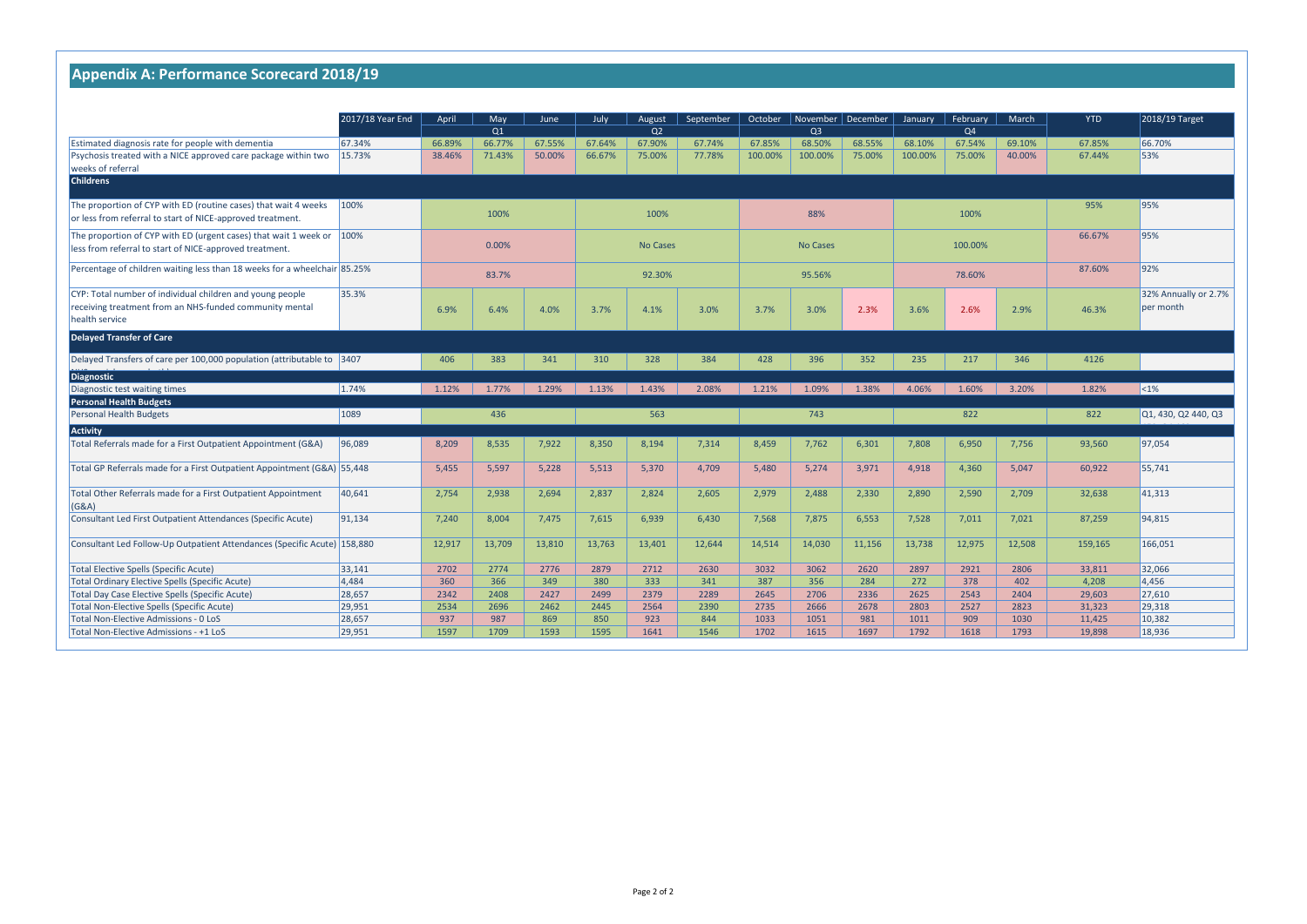## Appendix A: Performance Scorecard 2018/19

| | 2017/18 Year End | April | May | June | July | August | September | October | November | December | January | February | March | YTD | 2018/19 Target |
|---|---|---|---|---|---|---|---|---|---|---|---|---|---|---|---|
| | | | Q1 | | | Q2 | | | Q3 | | | Q4 | | | |
| Estimated diagnosis rate for people with dementia | 67.34% | 66.89% | 66.77% | 67.55% | 67.64% | 67.90% | 67.74% | 67.85% | 68.50% | 68.55% | 68.10% | 67.54% | 69.10% | 67.85% | 66.70% |
| Psychosis treated with a NICE approved care package within two weeks of referral | 15.73% | 38.46% | 71.43% | 50.00% | 66.67% | 75.00% | 77.78% | 100.00% | 100.00% | 75.00% | 100.00% | 75.00% | 40.00% | 67.44% | 53% |
| **Childrens** | | | | | | | | | | | | | | | |
| The proportion of CYP with ED (routine cases) that wait 4 weeks or less from referral to start of NICE-approved treatment. | 100% | | 100% | | | 100% | | | 88% | | | 100% | | 95% | 95% |
| The proportion of CYP with ED (urgent cases) that wait 1 week or less from referral to start of NICE-approved treatment. | 100% | | 0.00% | | | No Cases | | | No Cases | | | 100.00% | | 66.67% | 95% |
| Percentage of children waiting less than 18 weeks for a wheelchair | 85.25% | | 83.7% | | | 92.30% | | | 95.56% | | | 78.60% | | 87.60% | 92% |
| CYP: Total number of individual children and young people receiving treatment from an NHS-funded community mental health service | 35.3% | 6.9% | 6.4% | 4.0% | 3.7% | 4.1% | 3.0% | 3.7% | 3.0% | 2.3% | 3.6% | 2.6% | 2.9% | 46.3% | 32% Annually or 2.7% per month |
| **Delayed Transfer of Care** | | | | | | | | | | | | | | | |
| Delayed Transfers of care per 100,000 population (attributable to NHS and social care) | 3407 | 406 | 383 | 341 | 310 | 328 | 384 | 428 | 396 | 352 | 235 | 217 | 346 | 4126 | |
| **Diagnostic** | | | | | | | | | | | | | | | |
| Diagnostic test waiting times | 1.74% | 1.12% | 1.77% | 1.29% | 1.13% | 1.43% | 2.08% | 1.21% | 1.09% | 1.38% | 4.06% | 1.60% | 3.20% | 1.82% | <1% |
| **Personal Health Budgets** | | | | | | | | | | | | | | | |
| Personal Health Budgets | 1089 | | 436 | | | 563 | | | 743 | | | 822 | | 822 | Q1, 430, Q2 440, Q3 |
| **Activity** | | | | | | | | | | | | | | | |
| Total Referrals made for a First Outpatient Appointment (G&A) | 96,089 | 8,209 | 8,535 | 7,922 | 8,350 | 8,194 | 7,314 | 8,459 | 7,762 | 6,301 | 7,808 | 6,950 | 7,756 | 93,560 | 97,054 |
| Total GP Referrals made for a First Outpatient Appointment (G&A) | 55,448 | 5,455 | 5,597 | 5,228 | 5,513 | 5,370 | 4,709 | 5,480 | 5,274 | 3,971 | 4,918 | 4,360 | 5,047 | 60,922 | 55,741 |
| Total Other Referrals made for a First Outpatient Appointment (G&A) | 40,641 | 2,754 | 2,938 | 2,694 | 2,837 | 2,824 | 2,605 | 2,979 | 2,488 | 2,330 | 2,890 | 2,590 | 2,709 | 32,638 | 41,313 |
| Consultant Led First Outpatient Attendances (Specific Acute) | 91,134 | 7,240 | 8,004 | 7,475 | 7,615 | 6,939 | 6,430 | 7,568 | 7,875 | 6,553 | 7,528 | 7,011 | 7,021 | 87,259 | 94,815 |
| Consultant Led Follow-Up Outpatient Attendances (Specific Acute) | 158,880 | 12,917 | 13,709 | 13,810 | 13,763 | 13,401 | 12,644 | 14,514 | 14,030 | 11,156 | 13,738 | 12,975 | 12,508 | 159,165 | 166,051 |
| Total Elective Spells (Specific Acute) | 33,141 | 2702 | 2774 | 2776 | 2879 | 2712 | 2630 | 3032 | 3062 | 2620 | 2897 | 2921 | 2806 | 33,811 | 32,066 |
| Total Ordinary Elective Spells (Specific Acute) | 4,484 | 360 | 366 | 349 | 380 | 333 | 341 | 387 | 356 | 284 | 272 | 378 | 402 | 4,208 | 4,456 |
| Total Day Case Elective Spells (Specific Acute) | 28,657 | 2342 | 2408 | 2427 | 2499 | 2379 | 2289 | 2645 | 2706 | 2336 | 2625 | 2543 | 2404 | 29,603 | 27,610 |
| Total Non-Elective Spells (Specific Acute) | 29,951 | 2534 | 2696 | 2462 | 2445 | 2564 | 2390 | 2735 | 2666 | 2678 | 2803 | 2527 | 2823 | 31,323 | 29,318 |
| Total Non-Elective Admissions - 0 LoS | 28,657 | 937 | 987 | 869 | 850 | 923 | 844 | 1033 | 1051 | 981 | 1011 | 909 | 1030 | 11,425 | 10,382 |
| Total Non-Elective Admissions - +1 LoS | 29,951 | 1597 | 1709 | 1593 | 1595 | 1641 | 1546 | 1702 | 1615 | 1697 | 1792 | 1618 | 1793 | 19,898 | 18,936 |